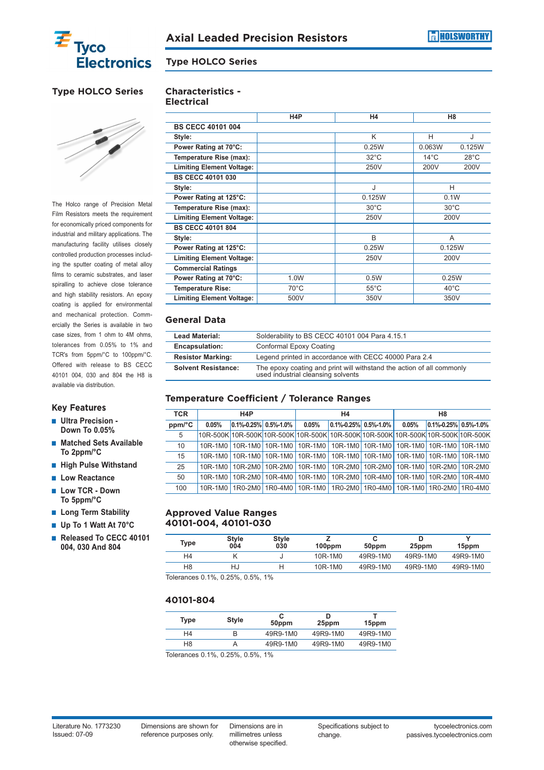# Axial Leaded Precision Resistors

## Type HOLCO Series

## Type HOLCO Series

The Holco range of Precision Metal Film Resistors meets the requirement for economically priced components for industrial and military applications. The manufacturing facility utilises closely controlled production processes including the sputter coating of metal alloy films to ceramic substrates, and laser spiralling to achieve close tolerance and high stability resistors. An epoxy coating is applied for environmental and mechanical protection. Commercially the Series is available in two case sizes, from 1 ohm to 4M ohms, tolerances from 0.05% to 1% and TCR's from 5ppm/°C to 100ppm/°C. Offered with release to BS CECC 40101 004, 030 and 804 the H8 is available via distribution.

### Key Features

- Ultra Precision - Down To 0.05%
- Matched Sets Available To 2ppm/°C
- High Pulse Withstand
- Low Reactance
- Low TCR - Down To 5ppm/°C
- Long Term Stability
- Up To 1 Watt At 70°C
- Released To CECC 40101 004, 030 And 804

### Characteristics - Electrical

| | H4P | H4 | H8 | |
|---|---|---|---|---|
| **BS CECC 40101 004** | | | | |
| **Style:** | | K | H | J |
| **Power Rating at 70°C:** | | 0.25W | 0.063W | 0.125W |
| **Temperature Rise (max):** | | 32°C | 14°C | 28°C |
| **Limiting Element Voltage:** | | 250V | 200V | 200V |
| **BS CECC 40101 030** | | | | |
| **Style:** | | J | H | |
| **Power Rating at 125°C:** | | 0.125W | 0.1W | |
| **Temperature Rise (max):** | | 30°C | 30°C | |
| **Limiting Element Voltage:** | | 250V | 200V | |
| **BS CECC 40101 804** | | | | |
| **Style:** | | B | A | |
| **Power Rating at 125°C:** | | 0.25W | 0.125W | |
| **Limiting Element Voltage:** | | 250V | 200V | |
| **Commercial Ratings** | | | | |
| **Power Rating at 70°C:** | 1.0W | 0.5W | 0.25W | |
| **Temperature Rise:** | 70°C | 55°C | 40°C | |
| **Limiting Element Voltage:** | 500V | 350V | 350V | |

### General Data

| | |
|---|---|
| **Lead Material:** | Solderability to BS CECC 40101 004 Para 4.15.1 |
| **Encapsulation:** | Conformal Epoxy Coating |
| **Resistor Marking:** | Legend printed in accordance with CECC 40000 Para 2.4 |
| **Solvent Resistance:** | The epoxy coating and print will withstand the action of all commonly used industrial cleansing solvents |

### Temperature Coefficient / Tolerance Ranges

| TCR | H4P | | | H4 | | | H8 | | |
|---|---|---|---|---|---|---|---|---|---|
| ppm/°C | 0.05% | 0.1%-0.25% | 0.5%-1.0% | 0.05% | 0.1%-0.25% | 0.5%-1.0% | 0.05% | 0.1%-0.25% | 0.5%-1.0% |
| 5 | 10R-500K | 10R-500K | 10R-500K | 10R-500K | 10R-500K | 10R-500K | 10R-500K | 10R-500K | 10R-500K |
| 10 | 10R-1M0 | 10R-1M0 | 10R-1M0 | 10R-1M0 | 10R-1M0 | 10R-1M0 | 10R-1M0 | 10R-1M0 | 10R-1M0 |
| 15 | 10R-1M0 | 10R-1M0 | 10R-1M0 | 10R-1M0 | 10R-1M0 | 10R-1M0 | 10R-1M0 | 10R-1M0 | 10R-1M0 |
| 25 | 10R-1M0 | 10R-2M0 | 10R-2M0 | 10R-1M0 | 10R-2M0 | 10R-2M0 | 10R-1M0 | 10R-2M0 | 10R-2M0 |
| 50 | 10R-1M0 | 10R-2M0 | 10R-4M0 | 10R-1M0 | 10R-2M0 | 10R-4M0 | 10R-1M0 | 10R-2M0 | 10R-4M0 |
| 100 | 10R-1M0 | 1R0-2M0 | 1R0-4M0 | 10R-1M0 | 1R0-2M0 | 1R0-4M0 | 10R-1M0 | 1R0-2M0 | 1R0-4M0 |

### Approved Value Ranges 40101-004, 40101-030

| Type | Style 004 | Style 030 | Z 100ppm | C 50ppm | D 25ppm | Y 15ppm |
|---|---|---|---|---|---|---|
| H4 | K | J | 10R-1M0 | 49R9-1M0 | 49R9-1M0 | 49R9-1M0 |
| H8 | HJ | H | 10R-1M0 | 49R9-1M0 | 49R9-1M0 | 49R9-1M0 |

Tolerances 0.1%, 0.25%, 0.5%, 1%

### 40101-804

| Type | Style | C 50ppm | D 25ppm | T 15ppm |
|---|---|---|---|---|
| H4 | B | 49R9-1M0 | 49R9-1M0 | 49R9-1M0 |
| H8 | A | 49R9-1M0 | 49R9-1M0 | 49R9-1M0 |

Tolerances 0.1%, 0.25%, 0.5%, 1%

Literature No. 1773230
Issued: 07-09

Dimensions are shown for reference purposes only.

Dimensions are in millimetres unless otherwise specified.

Specifications subject to change.

tycoelectronics.com
passives.tycoelectronics.com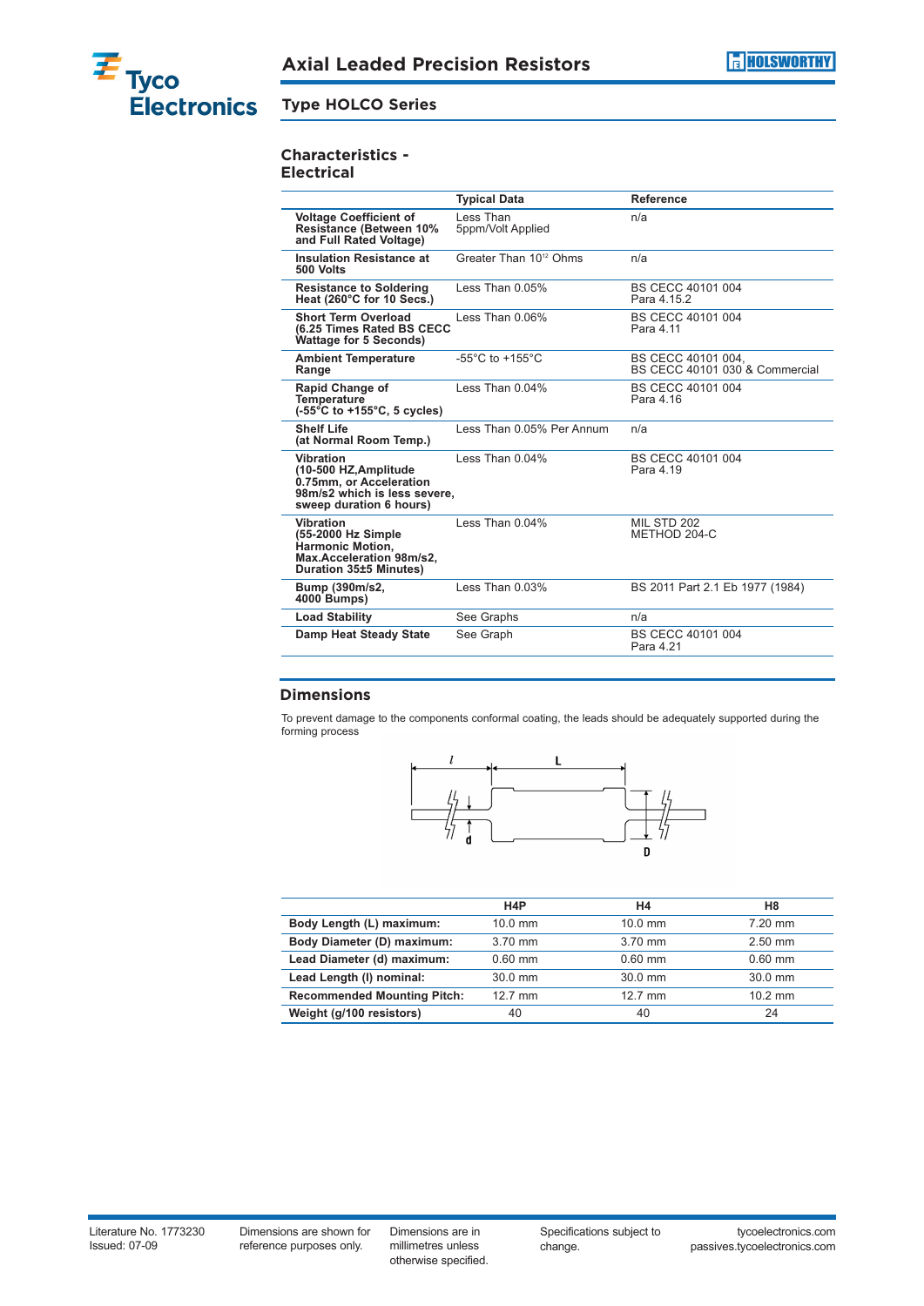# Axial Leaded Precision Resistors

## Type HOLCO Series

### Characteristics - Electrical

| | Typical Data | Reference |
|---|---|---|
| **Voltage Coefficient of Resistance (Between 10% and Full Rated Voltage)** | Less Than 5ppm/Volt Applied | n/a |
| **Insulation Resistance at 500 Volts** | Greater Than $10^{12}$ Ohms | n/a |
| **Resistance to Soldering Heat (260°C for 10 Secs.)** | Less Than 0.05% | BS CECC 40101 004 Para 4.15.2 |
| **Short Term Overload (6.25 Times Rated BS CECC Wattage for 5 Seconds)** | Less Than 0.06% | BS CECC 40101 004 Para 4.11 |
| **Ambient Temperature Range** | -55°C to +155°C | BS CECC 40101 004, BS CECC 40101 030 & Commercial |
| **Rapid Change of Temperature (-55°C to +155°C, 5 cycles)** | Less Than 0.04% | BS CECC 40101 004 Para 4.16 |
| **Shelf Life (at Normal Room Temp.)** | Less Than 0.05% Per Annum | n/a |
| **Vibration (10-500 HZ,Amplitude 0.75mm, or Acceleration 98m/s2 which is less severe, sweep duration 6 hours)** | Less Than 0.04% | BS CECC 40101 004 Para 4.19 |
| **Vibration (55-2000 Hz Simple Harmonic Motion, Max.Acceleration 98m/s2, Duration 35±5 Minutes)** | Less Than 0.04% | MIL STD 202 METHOD 204-C |
| **Bump (390m/s2, 4000 Bumps)** | Less Than 0.03% | BS 2011 Part 2.1 Eb 1977 (1984) |
| **Load Stability** | See Graphs | n/a |
| **Damp Heat Steady State** | See Graph | BS CECC 40101 004 Para 4.21 |

### Dimensions

To prevent damage to the components conformal coating, the leads should be adequately supported during the forming process

| | H4P | H4 | H8 |
|---|---|---|---|
| **Body Length (L) maximum:** | 10.0 mm | 10.0 mm | 7.20 mm |
| **Body Diameter (D) maximum:** | 3.70 mm | 3.70 mm | 2.50 mm |
| **Lead Diameter (d) maximum:** | 0.60 mm | 0.60 mm | 0.60 mm |
| **Lead Length (l) nominal:** | 30.0 mm | 30.0 mm | 30.0 mm |
| **Recommended Mounting Pitch:** | 12.7 mm | 12.7 mm | 10.2 mm |
| **Weight (g/100 resistors)** | 40 | 40 | 24 |

Literature No. 1773230
Issued: 07-09

Dimensions are shown for reference purposes only.

Dimensions are in millimetres unless otherwise specified.

Specifications subject to change.

tycoelectronics.com
passives.tycoelectronics.com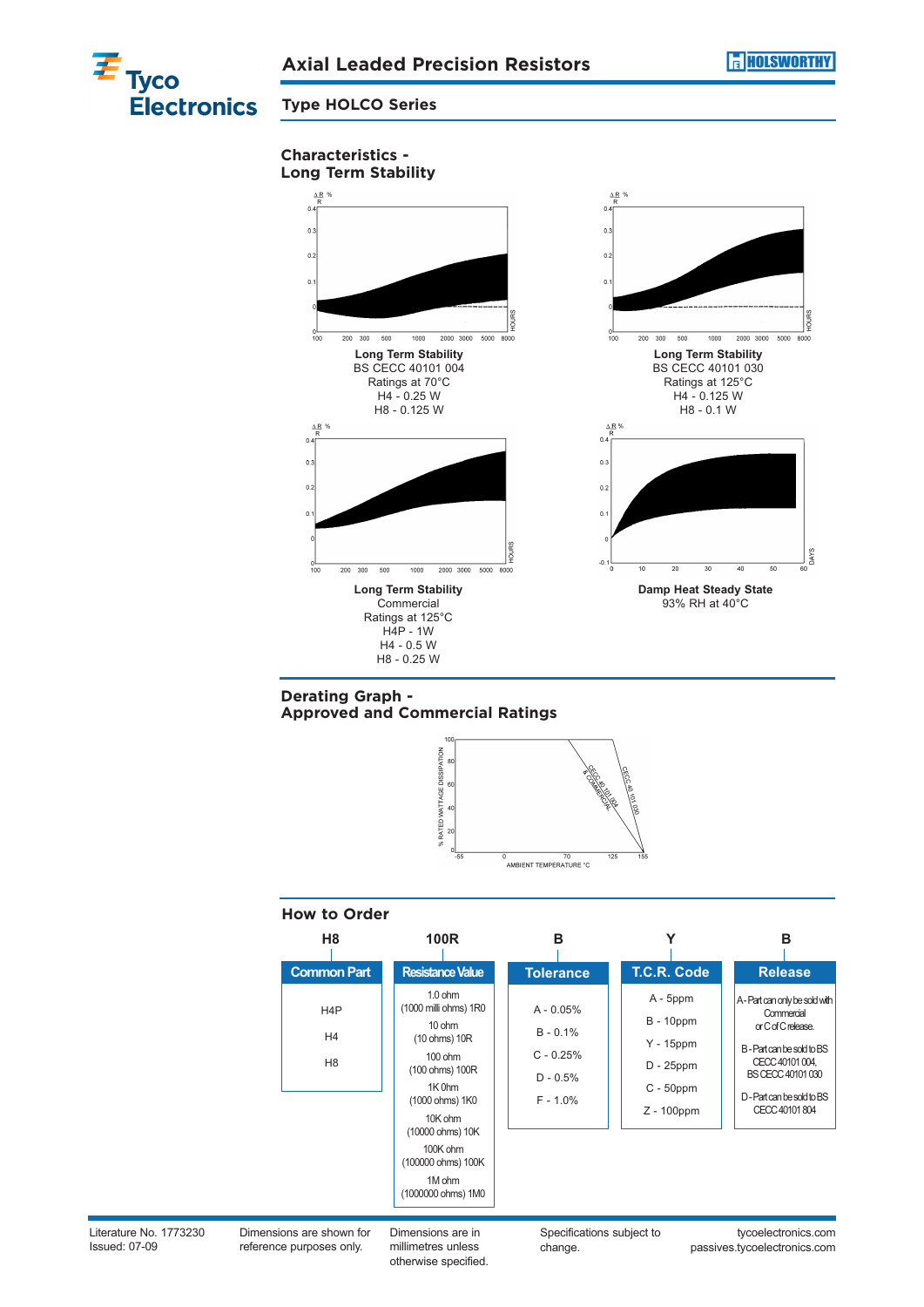## Characteristics - Long Term Stability

ΔR/R %
0.4
0.3
0.2
0.1
0
0
100 200 300 500 1000 2000 3000 5000 8000
HOURS

**Long Term Stability**
BS CECC 40101 004
Ratings at 70°C
H4 - 0.25 W
H8 - 0.125 W

ΔR/R %
0.4
0.3
0.2
0.1
0
0
100 200 300 500 1000 2000 3000 5000 8000
HOURS

**Long Term Stability**
BS CECC 40101 030
Ratings at 125°C
H4 - 0.125 W
H8 - 0.1 W

ΔR/R %
0.4
0.3
0.2
0.1
0
0
100 200 300 500 1000 2000 3000 5000 8000
HOURS

**Long Term Stability**
Commercial
Ratings at 125°C
H4P - 1W
H4 - 0.5 W
H8 - 0.25 W

ΔR/R %
0.4
0.3
0.2
0.1
0
-0.1
0 10 20 30 40 50 60
DAYS

**Damp Heat Steady State**
93% RH at 40°C

## Derating Graph - Approved and Commercial Ratings

% RATED WATTAGE DISSIPATION
100
80
60
40
20
0
-55 0 70 125 155
AMBIENT TEMPERATURE °C
CECC 40 101 004 & COMMERCIAL
CECC 40 101 030

## How to Order

| H8 | 100R | B | Y | B |
|---|---|---|---|---|
| **Common Part** | **Resistance Value** | **Tolerance** | **T.C.R. Code** | **Release** |
| H4P<br>H4<br>H8 | 1.0 ohm (1000 milli ohms) 1R0<br>10 ohm (10 ohms) 10R<br>100 ohm (100 ohms) 100R<br>1K 0hm (1000 ohms) 1K0<br>10K ohm (10000 ohms) 10K<br>100K ohm (100000 ohms) 100K<br>1M ohm (1000000 ohms) 1M0 | A - 0.05%<br>B - 0.1%<br>C - 0.25%<br>D - 0.5%<br>F - 1.0% | A - 5ppm<br>B - 10ppm<br>Y - 15ppm<br>D - 25ppm<br>C - 50ppm<br>Z - 100ppm | A - Part can only be sold with Commercial or C of C release.<br>B - Part can be sold to BS CECC 40101 004, BS CECC 40101 030<br>D - Part can be sold to BS CECC 40101 804 |

Literature No. 1773230
Issued: 07-09

Dimensions are shown for reference purposes only.

Dimensions are in millimetres unless otherwise specified.

Specifications subject to change.

tycoelectronics.com
passives.tycoelectronics.com